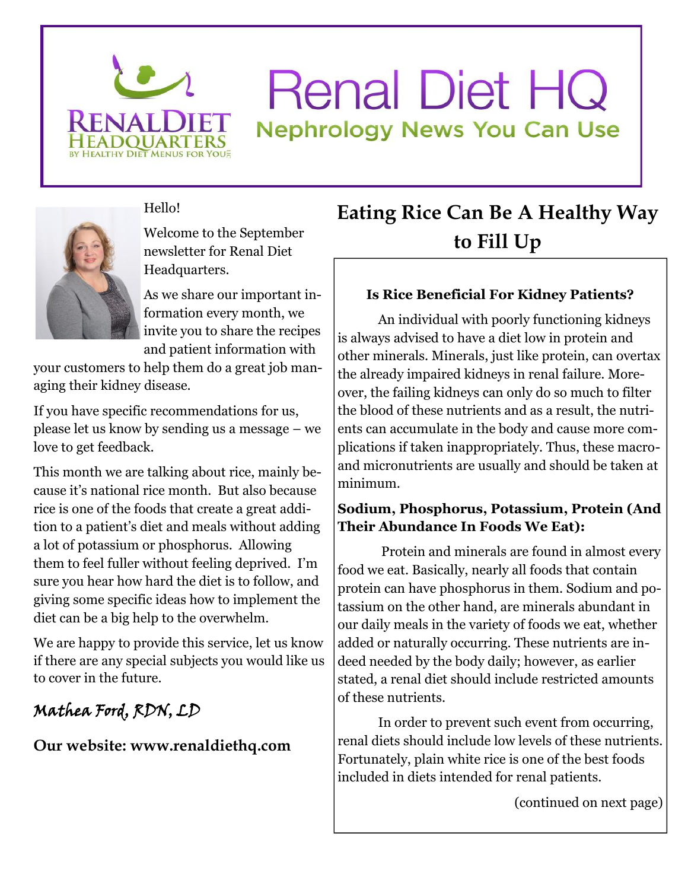# Renal Diet HQ

## Nephrology News You Can Use

Hello!

Welcome to the September newsletter for Renal Diet Headquarters.

As we share our important information every month, we invite you to share the recipes and patient information with your customers to help them do a great job managing their kidney disease.

If you have specific recommendations for us, please let us know by sending us a message – we love to get feedback.

This month we are talking about rice, mainly because it's national rice month. But also because rice is one of the foods that create a great addition to a patient's diet and meals without adding a lot of potassium or phosphorus. Allowing them to feel fuller without feeling deprived. I'm sure you hear how hard the diet is to follow, and giving some specific ideas how to implement the diet can be a big help to the overwhelm.

We are happy to provide this service, let us know if there are any special subjects you would like us to cover in the future.

*Mathea Ford, RDN, LD*

**Our website: www.renaldiethq.com**

## Eating Rice Can Be A Healthy Way to Fill Up

**Is Rice Beneficial For Kidney Patients?**

An individual with poorly functioning kidneys is always advised to have a diet low in protein and other minerals. Minerals, just like protein, can overtax the already impaired kidneys in renal failure. Moreover, the failing kidneys can only do so much to filter the blood of these nutrients and as a result, the nutrients can accumulate in the body and cause more complications if taken inappropriately. Thus, these macro- and micronutrients are usually and should be taken at minimum.

**Sodium, Phosphorus, Potassium, Protein (And Their Abundance In Foods We Eat):**

Protein and minerals are found in almost every food we eat. Basically, nearly all foods that contain protein can have phosphorus in them. Sodium and potassium on the other hand, are minerals abundant in our daily meals in the variety of foods we eat, whether added or naturally occurring. These nutrients are indeed needed by the body daily; however, as earlier stated, a renal diet should include restricted amounts of these nutrients.

In order to prevent such event from occurring, renal diets should include low levels of these nutrients. Fortunately, plain white rice is one of the best foods included in diets intended for renal patients.

(continued on next page)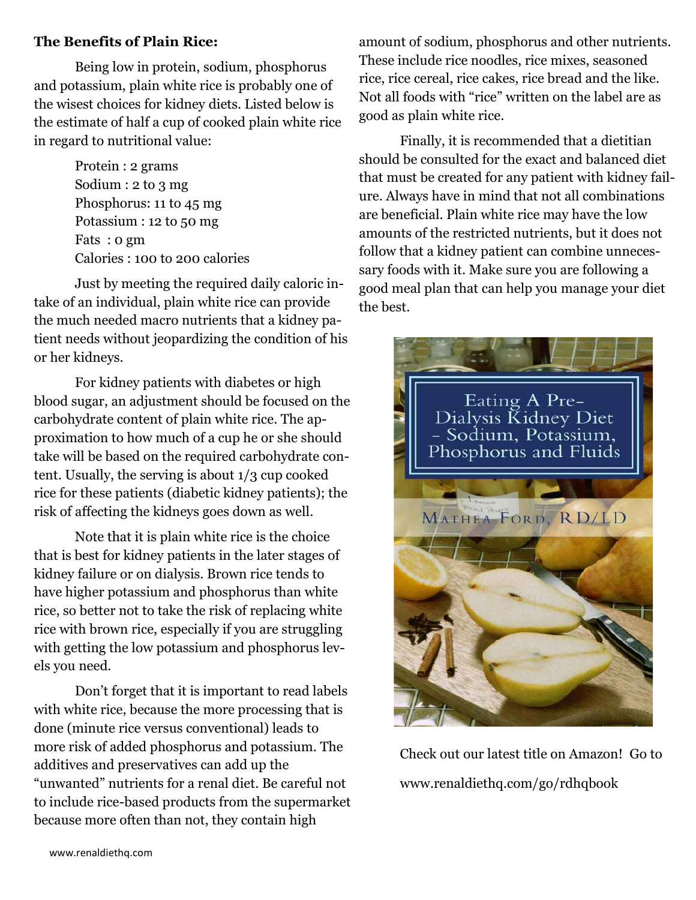**The Benefits of Plain Rice:**

Being low in protein, sodium, phosphorus and potassium, plain white rice is probably one of the wisest choices for kidney diets. Listed below is the estimate of half a cup of cooked plain white rice in regard to nutritional value:

Protein : 2 grams
Sodium : 2 to 3 mg
Phosphorus: 11 to 45 mg
Potassium : 12 to 50 mg
Fats : 0 gm
Calories : 100 to 200 calories

Just by meeting the required daily caloric intake of an individual, plain white rice can provide the much needed macro nutrients that a kidney patient needs without jeopardizing the condition of his or her kidneys.

For kidney patients with diabetes or high blood sugar, an adjustment should be focused on the carbohydrate content of plain white rice. The approximation to how much of a cup he or she should take will be based on the required carbohydrate content. Usually, the serving is about 1/3 cup cooked rice for these patients (diabetic kidney patients); the risk of affecting the kidneys goes down as well.

Note that it is plain white rice is the choice that is best for kidney patients in the later stages of kidney failure or on dialysis. Brown rice tends to have higher potassium and phosphorus than white rice, so better not to take the risk of replacing white rice with brown rice, especially if you are struggling with getting the low potassium and phosphorus levels you need.

Don't forget that it is important to read labels with white rice, because the more processing that is done (minute rice versus conventional) leads to more risk of added phosphorus and potassium. The additives and preservatives can add up the "unwanted" nutrients for a renal diet. Be careful not to include rice-based products from the supermarket because more often than not, they contain high amount of sodium, phosphorus and other nutrients. These include rice noodles, rice mixes, seasoned rice, rice cereal, rice cakes, rice bread and the like. Not all foods with "rice" written on the label are as good as plain white rice.

Finally, it is recommended that a dietitian should be consulted for the exact and balanced diet that must be created for any patient with kidney failure. Always have in mind that not all combinations are beneficial. Plain white rice may have the low amounts of the restricted nutrients, but it does not follow that a kidney patient can combine unnecessary foods with it. Make sure you are following a good meal plan that can help you manage your diet the best.

Eating A Pre-Dialysis Kidney Diet – Sodium, Potassium, Phosphorus and Fluids

Mathea Ford, RD/LD

Check out our latest title on Amazon! Go to www.renaldiethq.com/go/rdhqbook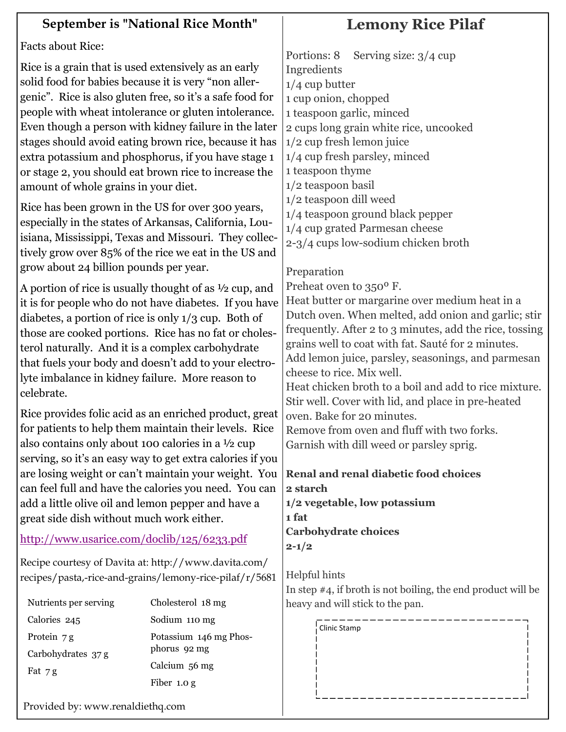## September is "National Rice Month"

Facts about Rice:

Rice is a grain that is used extensively as an early solid food for babies because it is very "non allergenic". Rice is also gluten free, so it's a safe food for people with wheat intolerance or gluten intolerance. Even though a person with kidney failure in the later stages should avoid eating brown rice, because it has extra potassium and phosphorus, if you have stage 1 or stage 2, you should eat brown rice to increase the amount of whole grains in your diet.

Rice has been grown in the US for over 300 years, especially in the states of Arkansas, California, Louisiana, Mississippi, Texas and Missouri. They collectively grow over 85% of the rice we eat in the US and grow about 24 billion pounds per year.

A portion of rice is usually thought of as ½ cup, and it is for people who do not have diabetes. If you have diabetes, a portion of rice is only 1/3 cup. Both of those are cooked portions. Rice has no fat or cholesterol naturally. And it is a complex carbohydrate that fuels your body and doesn't add to your electrolyte imbalance in kidney failure. More reason to celebrate.

Rice provides folic acid as an enriched product, great for patients to help them maintain their levels. Rice also contains only about 100 calories in a ½ cup serving, so it's an easy way to get extra calories if you are losing weight or can't maintain your weight. You can feel full and have the calories you need. You can add a little olive oil and lemon pepper and have a great side dish without much work either.

http://www.usarice.com/doclib/125/6233.pdf

Recipe courtesy of Davita at: http://www.davita.com/recipes/pasta,-rice-and-grains/lemony-rice-pilaf/r/5681

| Nutrients per serving | |
|---|---|
| Calories 245 | Cholesterol 18 mg |
| Protein 7 g | Sodium 110 mg |
| Carbohydrates 37 g | Potassium 146 mg Phosphorus 92 mg |
| Fat 7 g | Calcium 56 mg |
| | Fiber 1.0 g |

Provided by: www.renaldiethq.com

## Lemony Rice Pilaf

Portions: 8 Serving size: 3/4 cup

Ingredients
- 1/4 cup butter
- 1 cup onion, chopped
- 1 teaspoon garlic, minced
- 2 cups long grain white rice, uncooked
- 1/2 cup fresh lemon juice
- 1/4 cup fresh parsley, minced
- 1 teaspoon thyme
- 1/2 teaspoon basil
- 1/2 teaspoon dill weed
- 1/4 teaspoon ground black pepper
- 1/4 cup grated Parmesan cheese
- 2-3/4 cups low-sodium chicken broth

Preparation

Preheat oven to 350° F.

Heat butter or margarine over medium heat in a Dutch oven. When melted, add onion and garlic; stir frequently. After 2 to 3 minutes, add the rice, tossing grains well to coat with fat. Sauté for 2 minutes.

Add lemon juice, parsley, seasonings, and parmesan cheese to rice. Mix well.

Heat chicken broth to a boil and add to rice mixture. Stir well. Cover with lid, and place in pre-heated oven. Bake for 20 minutes.

Remove from oven and fluff with two forks.

Garnish with dill weed or parsley sprig.

**Renal and renal diabetic food choices**
**2 starch**
**1/2 vegetable, low potassium**
**1 fat**
**Carbohydrate choices**
**2-1/2**

Helpful hints

In step #4, if broth is not boiling, the end product will be heavy and will stick to the pan.

Clinic Stamp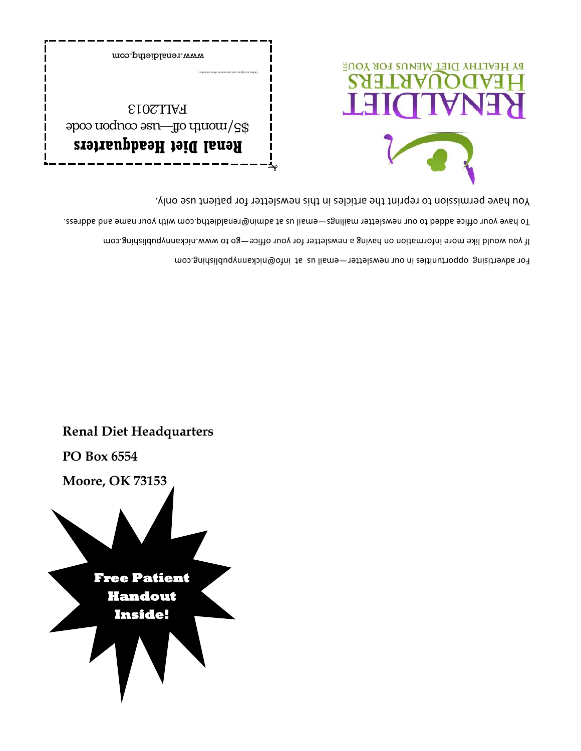Renal Diet Headquarters

By Healthy Diet Menus for You!

**Renal Diet Headquarters**

$5/month off—use coupon code

FALL2013

Online renal plans and information about renal diets.

www.renaldiethq.com

You have permission to reprint the articles in this newsletter for patient use only.

To have your office added to our newsletter mailings—email us at admin@renaldiethq.com with your name and address.

If you would like more information on having a newsletter for your office—go to www.nickannypublishing.com

For advertising opportunities in our newsletter—email us at info@nickannypublishing.com

**Renal Diet Headquarters**

**PO Box 6554**

**Moore, OK 73153**

**Free Patient Handout Inside!**